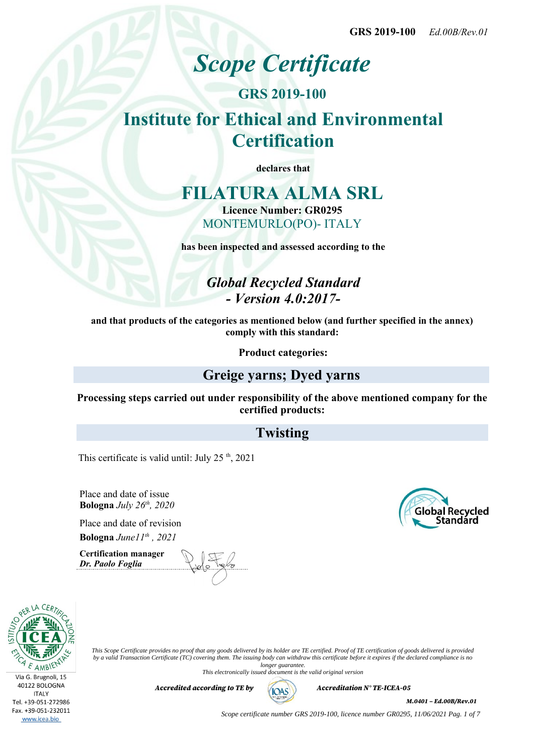GRS 2019-100 *Ed.00B/Rev.01*

# *Scope Certificate*

## GRS 2019-100

## Institute for Ethical and Environmental Certification

**declares that**

# FILATURA ALMA SRL

**Licence Number: GR0295**

MONTEMURLO(PO)- ITALY

**has been inspected and assessed according to the**

## *Global Recycled Standard*
## *- Version 4.0:2017-*

**and that products of the categories as mentioned below (and further specified in the annex) comply with this standard:**

**Product categories:**

### Greige yarns; Dyed yarns

**Processing steps carried out under responsibility of the above mentioned company for the certified products:**

### Twisting

This certificate is valid until: July 25 th, 2021

Place and date of issue
**Bologna** *July 26th, 2020*

Place and date of revision
**Bologna** *June11th , 2021*

**Certification manager**
***Dr. Paolo Foglia***

Global Recycled Standard

Via G. Brugnoli, 15
40122 BOLOGNA
ITALY
Tel. +39-051-272986
Fax. +39-051-232011
www.icea.bio

*This Scope Certificate provides no proof that any goods delivered by its holder are TE certified. Proof of TE certification of goods delivered is provided by a valid Transaction Certificate (TC) covering them. The issuing body can withdraw this certificate before it expires if the declared compliance is no longer guarantee.*
*This electronically issued document is the valid original version*

***Accredited according to TE by*** ***Accreditation N° TE-ICEA-05***

***M.0401 – Ed.00B/Rev.01***

*Scope certificate number GRS 2019-100, licence number GR0295, 11/06/2021*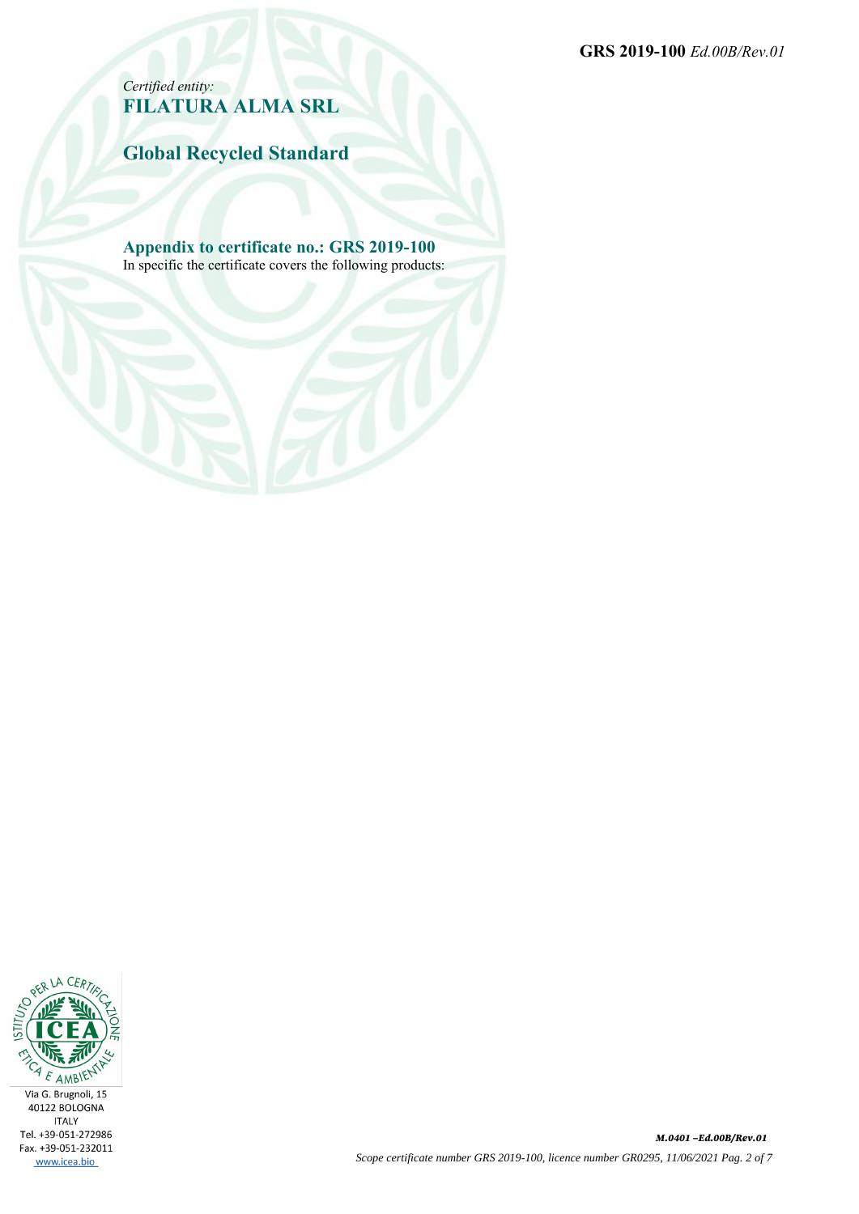*Certified entity:*
**FILATURA ALMA SRL**

## Global Recycled Standard

### Appendix to certificate no.: GRS 2019-100

In specific the certificate covers the following products: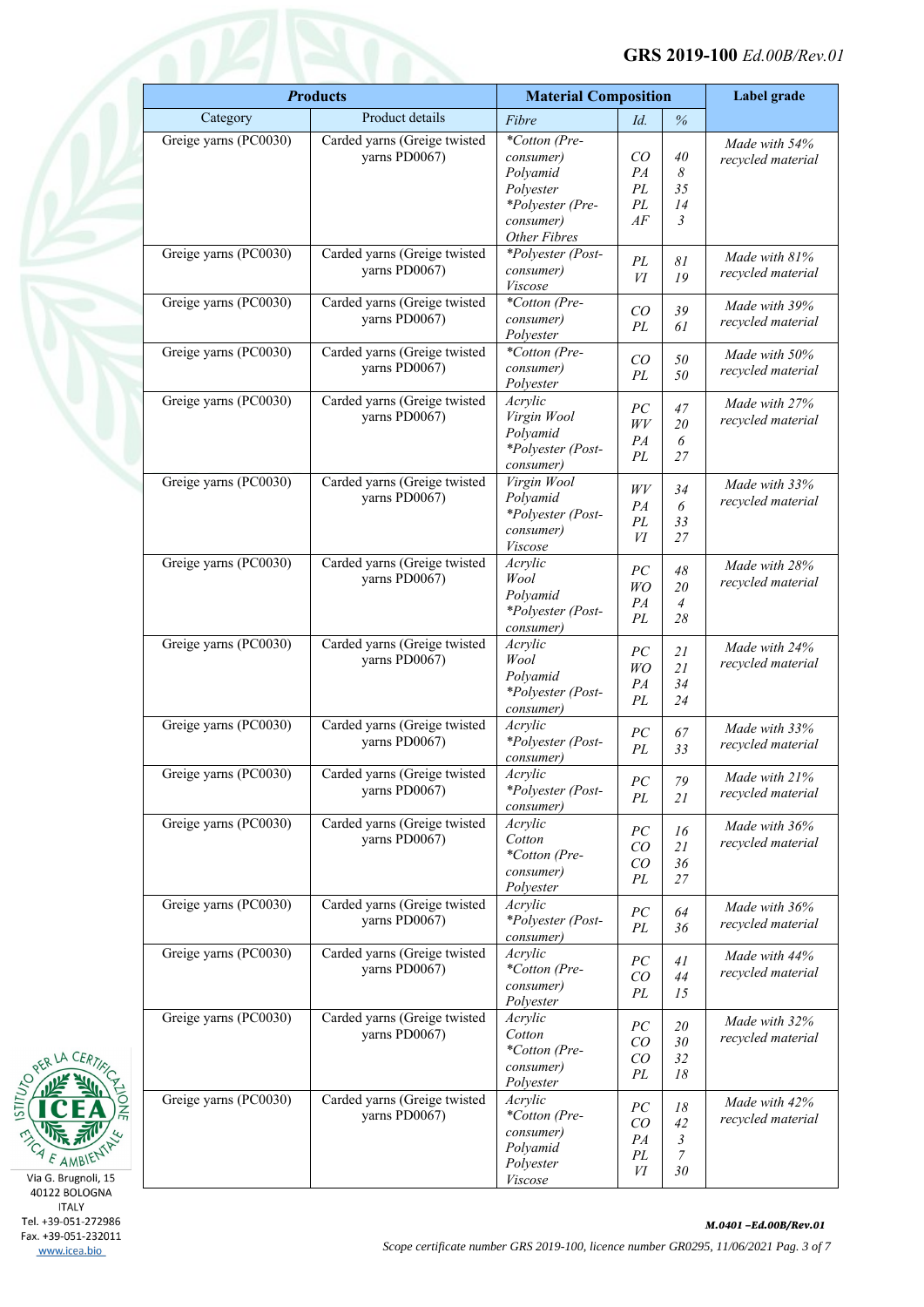| ***Products*** | | **Material Composition** | | | **Label grade** |
|---|---|---|---|---|---|
| Category | Product details | *Fibre* | *Id.* | *%* | |
| Greige yarns (PC0030) | Carded yarns (Greige twisted yarns PD0067) | *\*Cotton (Pre-consumer)*<br>*Polyamid*<br>*Polyester*<br>*\*Polyester (Pre-consumer)*<br>*Other Fibres* | *CO*<br>*PA*<br>*PL*<br>*PL*<br>*AF* | *40*<br>*8*<br>*35*<br>*14*<br>*3* | *Made with 54% recycled material* |
| Greige yarns (PC0030) | Carded yarns (Greige twisted yarns PD0067) | *\*Polyester (Post-consumer)*<br>*Viscose* | *PL*<br>*VI* | *81*<br>*19* | *Made with 81% recycled material* |
| Greige yarns (PC0030) | Carded yarns (Greige twisted yarns PD0067) | *\*Cotton (Pre-consumer)*<br>*Polyester* | *CO*<br>*PL* | *39*<br>*61* | *Made with 39% recycled material* |
| Greige yarns (PC0030) | Carded yarns (Greige twisted yarns PD0067) | *\*Cotton (Pre-consumer)*<br>*Polyester* | *CO*<br>*PL* | *50*<br>*50* | *Made with 50% recycled material* |
| Greige yarns (PC0030) | Carded yarns (Greige twisted yarns PD0067) | *Acrylic*<br>*Virgin Wool*<br>*Polyamid*<br>*\*Polyester (Post-consumer)* | *PC*<br>*WV*<br>*PA*<br>*PL* | *47*<br>*20*<br>*6*<br>*27* | *Made with 27% recycled material* |
| Greige yarns (PC0030) | Carded yarns (Greige twisted yarns PD0067) | *Virgin Wool*<br>*Polyamid*<br>*\*Polyester (Post-consumer)*<br>*Viscose* | *WV*<br>*PA*<br>*PL*<br>*VI* | *34*<br>*6*<br>*33*<br>*27* | *Made with 33% recycled material* |
| Greige yarns (PC0030) | Carded yarns (Greige twisted yarns PD0067) | *Acrylic*<br>*Wool*<br>*Polyamid*<br>*\*Polyester (Post-consumer)* | *PC*<br>*WO*<br>*PA*<br>*PL* | *48*<br>*20*<br>*4*<br>*28* | *Made with 28% recycled material* |
| Greige yarns (PC0030) | Carded yarns (Greige twisted yarns PD0067) | *Acrylic*<br>*Wool*<br>*Polyamid*<br>*\*Polyester (Post-consumer)* | *PC*<br>*WO*<br>*PA*<br>*PL* | *21*<br>*21*<br>*34*<br>*24* | *Made with 24% recycled material* |
| Greige yarns (PC0030) | Carded yarns (Greige twisted yarns PD0067) | *Acrylic*<br>*\*Polyester (Post-consumer)* | *PC*<br>*PL* | *67*<br>*33* | *Made with 33% recycled material* |
| Greige yarns (PC0030) | Carded yarns (Greige twisted yarns PD0067) | *Acrylic*<br>*\*Polyester (Post-consumer)* | *PC*<br>*PL* | *79*<br>*21* | *Made with 21% recycled material* |
| Greige yarns (PC0030) | Carded yarns (Greige twisted yarns PD0067) | *Acrylic*<br>*Cotton*<br>*\*Cotton (Pre-consumer)*<br>*Polyester* | *PC*<br>*CO*<br>*CO*<br>*PL* | *16*<br>*21*<br>*36*<br>*27* | *Made with 36% recycled material* |
| Greige yarns (PC0030) | Carded yarns (Greige twisted yarns PD0067) | *Acrylic*<br>*\*Polyester (Post-consumer)* | *PC*<br>*PL* | *64*<br>*36* | *Made with 36% recycled material* |
| Greige yarns (PC0030) | Carded yarns (Greige twisted yarns PD0067) | *Acrylic*<br>*\*Cotton (Pre-consumer)*<br>*Polyester* | *PC*<br>*CO*<br>*PL* | *41*<br>*44*<br>*15* | *Made with 44% recycled material* |
| Greige yarns (PC0030) | Carded yarns (Greige twisted yarns PD0067) | *Acrylic*<br>*Cotton*<br>*\*Cotton (Pre-consumer)*<br>*Polyester* | *PC*<br>*CO*<br>*CO*<br>*PL* | *20*<br>*30*<br>*32*<br>*18* | *Made with 32% recycled material* |
| Greige yarns (PC0030) | Carded yarns (Greige twisted yarns PD0067) | *Acrylic*<br>*\*Cotton (Pre-consumer)*<br>*Polyamid*<br>*Polyester*<br>*Viscose* | *PC*<br>*CO*<br>*PA*<br>*PL*<br>*VI* | *18*<br>*42*<br>*3*<br>*7*<br>*30* | *Made with 42% recycled material* |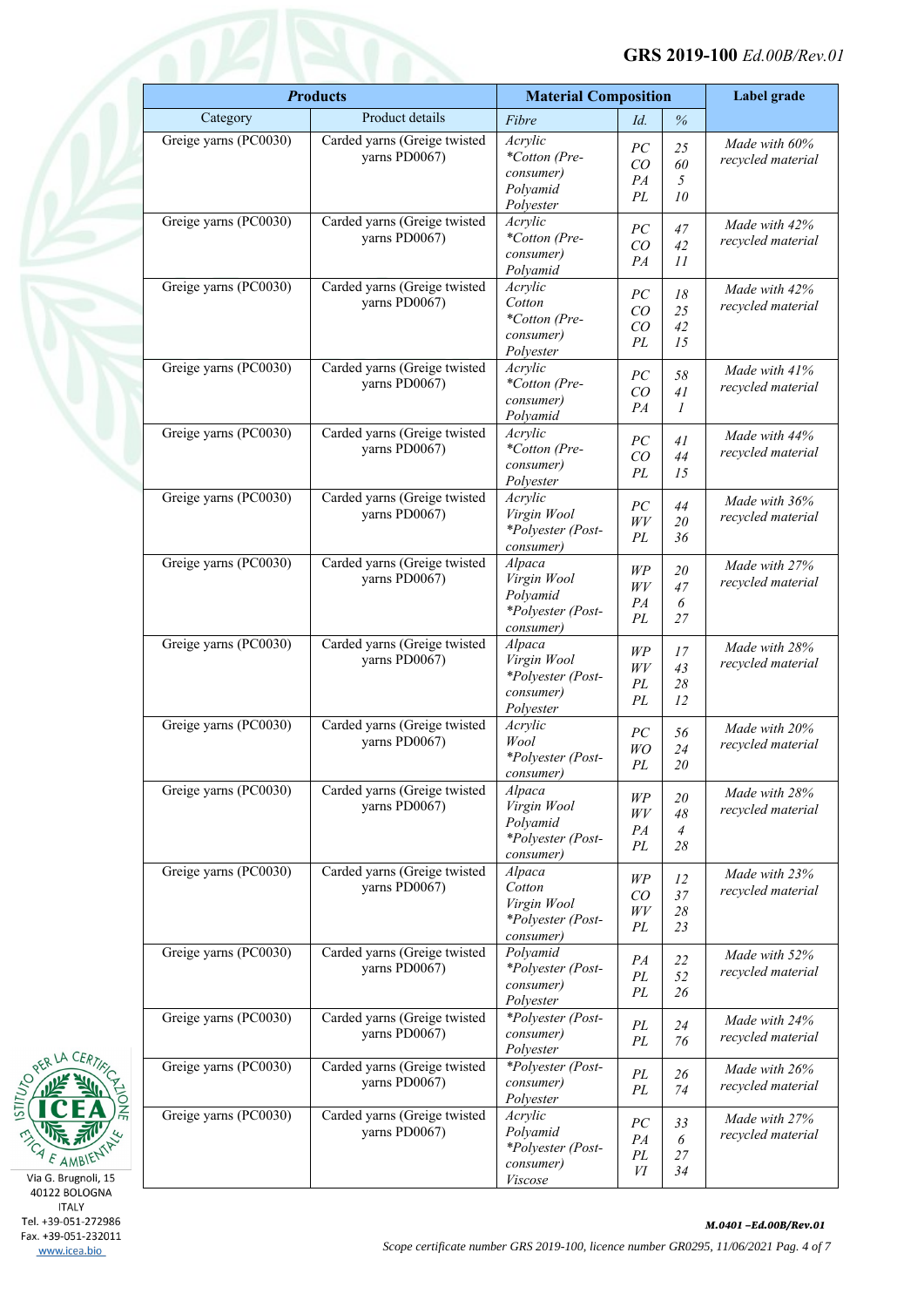| *Products* | | Material Composition | | | Label grade |
|---|---|---|---|---|---|
| Category | Product details | *Fibre* | *Id.* | *%* | |
| Greige yarns (PC0030) | Carded yarns (Greige twisted yarns PD0067) | *Acrylic*<br>*\*Cotton (Pre-consumer)*<br>*Polyamid*<br>*Polyester* | *PC*<br>*CO*<br>*PA*<br>*PL* | *25*<br>*60*<br>*5*<br>*10* | *Made with 60% recycled material* |
| Greige yarns (PC0030) | Carded yarns (Greige twisted yarns PD0067) | *Acrylic*<br>*\*Cotton (Pre-consumer)*<br>*Polyamid* | *PC*<br>*CO*<br>*PA* | *47*<br>*42*<br>*11* | *Made with 42% recycled material* |
| Greige yarns (PC0030) | Carded yarns (Greige twisted yarns PD0067) | *Acrylic*<br>*Cotton*<br>*\*Cotton (Pre-consumer)*<br>*Polyester* | *PC*<br>*CO*<br>*CO*<br>*PL* | *18*<br>*25*<br>*42*<br>*15* | *Made with 42% recycled material* |
| Greige yarns (PC0030) | Carded yarns (Greige twisted yarns PD0067) | *Acrylic*<br>*\*Cotton (Pre-consumer)*<br>*Polyamid* | *PC*<br>*CO*<br>*PA* | *58*<br>*41*<br>*1* | *Made with 41% recycled material* |
| Greige yarns (PC0030) | Carded yarns (Greige twisted yarns PD0067) | *Acrylic*<br>*\*Cotton (Pre-consumer)*<br>*Polyester* | *PC*<br>*CO*<br>*PL* | *41*<br>*44*<br>*15* | *Made with 44% recycled material* |
| Greige yarns (PC0030) | Carded yarns (Greige twisted yarns PD0067) | *Acrylic*<br>*Virgin Wool*<br>*\*Polyester (Post-consumer)* | *PC*<br>*WV*<br>*PL* | *44*<br>*20*<br>*36* | *Made with 36% recycled material* |
| Greige yarns (PC0030) | Carded yarns (Greige twisted yarns PD0067) | *Alpaca*<br>*Virgin Wool*<br>*Polyamid*<br>*\*Polyester (Post-consumer)* | *WP*<br>*WV*<br>*PA*<br>*PL* | *20*<br>*47*<br>*6*<br>*27* | *Made with 27% recycled material* |
| Greige yarns (PC0030) | Carded yarns (Greige twisted yarns PD0067) | *Alpaca*<br>*Virgin Wool*<br>*\*Polyester (Post-consumer)*<br>*Polyester* | *WP*<br>*WV*<br>*PL*<br>*PL* | *17*<br>*43*<br>*28*<br>*12* | *Made with 28% recycled material* |
| Greige yarns (PC0030) | Carded yarns (Greige twisted yarns PD0067) | *Acrylic*<br>*Wool*<br>*\*Polyester (Post-consumer)* | *PC*<br>*WO*<br>*PL* | *56*<br>*24*<br>*20* | *Made with 20% recycled material* |
| Greige yarns (PC0030) | Carded yarns (Greige twisted yarns PD0067) | *Alpaca*<br>*Virgin Wool*<br>*Polyamid*<br>*\*Polyester (Post-consumer)* | *WP*<br>*WV*<br>*PA*<br>*PL* | *20*<br>*48*<br>*4*<br>*28* | *Made with 28% recycled material* |
| Greige yarns (PC0030) | Carded yarns (Greige twisted yarns PD0067) | *Alpaca*<br>*Cotton*<br>*Virgin Wool*<br>*\*Polyester (Post-consumer)* | *WP*<br>*CO*<br>*WV*<br>*PL* | *12*<br>*37*<br>*28*<br>*23* | *Made with 23% recycled material* |
| Greige yarns (PC0030) | Carded yarns (Greige twisted yarns PD0067) | *Polyamid*<br>*\*Polyester (Post-consumer)*<br>*Polyester* | *PA*<br>*PL*<br>*PL* | *22*<br>*52*<br>*26* | *Made with 52% recycled material* |
| Greige yarns (PC0030) | Carded yarns (Greige twisted yarns PD0067) | *\*Polyester (Post-consumer)*<br>*Polyester* | *PL*<br>*PL* | *24*<br>*76* | *Made with 24% recycled material* |
| Greige yarns (PC0030) | Carded yarns (Greige twisted yarns PD0067) | *\*Polyester (Post-consumer)*<br>*Polyester* | *PL*<br>*PL* | *26*<br>*74* | *Made with 26% recycled material* |
| Greige yarns (PC0030) | Carded yarns (Greige twisted yarns PD0067) | *Acrylic*<br>*Polyamid*<br>*\*Polyester (Post-consumer)*<br>*Viscose* | *PC*<br>*PA*<br>*PL*<br>*VI* | *33*<br>*6*<br>*27*<br>*34* | *Made with 27% recycled material* |

Via G. Brugnoli, 15
40122 BOLOGNA
ITALY
Tel. +39-051-272986
Fax. +39-051-232011
www.icea.bio

*M.0401 –Ed.00B/Rev.01*

*Scope certificate number GRS 2019-100, licence number GR0295, 11/06/2021*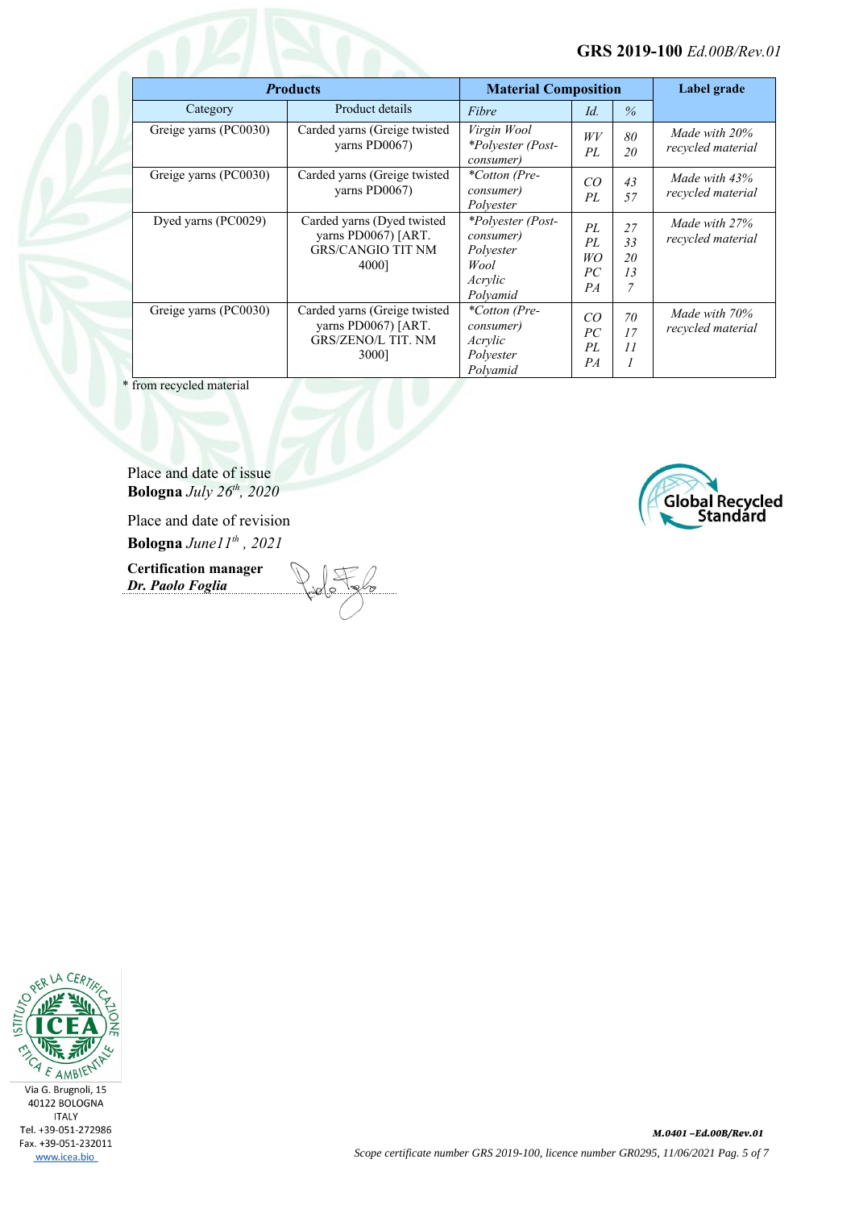| *Products* | | Material Composition | | | Label grade |
|---|---|---|---|---|---|
| Category | Product details | *Fibre* | *Id.* | *%* | |
| Greige yarns (PC0030) | Carded yarns (Greige twisted yarns PD0067) | *Virgin Wool*<br>**Polyester (Post-consumer)* | *WV*<br>*PL* | *80*<br>*20* | *Made with 20% recycled material* |
| Greige yarns (PC0030) | Carded yarns (Greige twisted yarns PD0067) | **Cotton (Pre-consumer)*<br>*Polyester* | *CO*<br>*PL* | *43*<br>*57* | *Made with 43% recycled material* |
| Dyed yarns (PC0029) | Carded yarns (Dyed twisted yarns PD0067) [ART. GRS/CANGIO TIT NM 4000] | **Polyester (Post-consumer)*<br>*Polyester*<br>*Wool*<br>*Acrylic*<br>*Polyamid* | *PL*<br>*PL*<br>*WO*<br>*PC*<br>*PA* | *27*<br>*33*<br>*20*<br>*13*<br>*7* | *Made with 27% recycled material* |
| Greige yarns (PC0030) | Carded yarns (Greige twisted yarns PD0067) [ART. GRS/ZENO/L TIT. NM 3000] | **Cotton (Pre-consumer)*<br>*Acrylic*<br>*Polyester*<br>*Polyamid* | *CO*<br>*PC*<br>*PL*<br>*PA* | *70*<br>*17*<br>*11*<br>*1* | *Made with 70% recycled material* |

* from recycled material

Place and date of issue
**Bologna** *July 26th, 2020*

Place and date of revision
**Bologna** *June11th , 2021*

**Certification manager**
***Dr. Paolo Foglia***

Global Recycled Standard

ICEA – Istituto per la Certificazione Etica e Ambientale
Via G. Brugnoli, 15
40122 BOLOGNA
ITALY
Tel. +39-051-272986
Fax. +39-051-232011
www.icea.bio

*M.0401 –Ed.00B/Rev.01*

*Scope certificate number GRS 2019-100, licence number GR0295, 11/06/2021*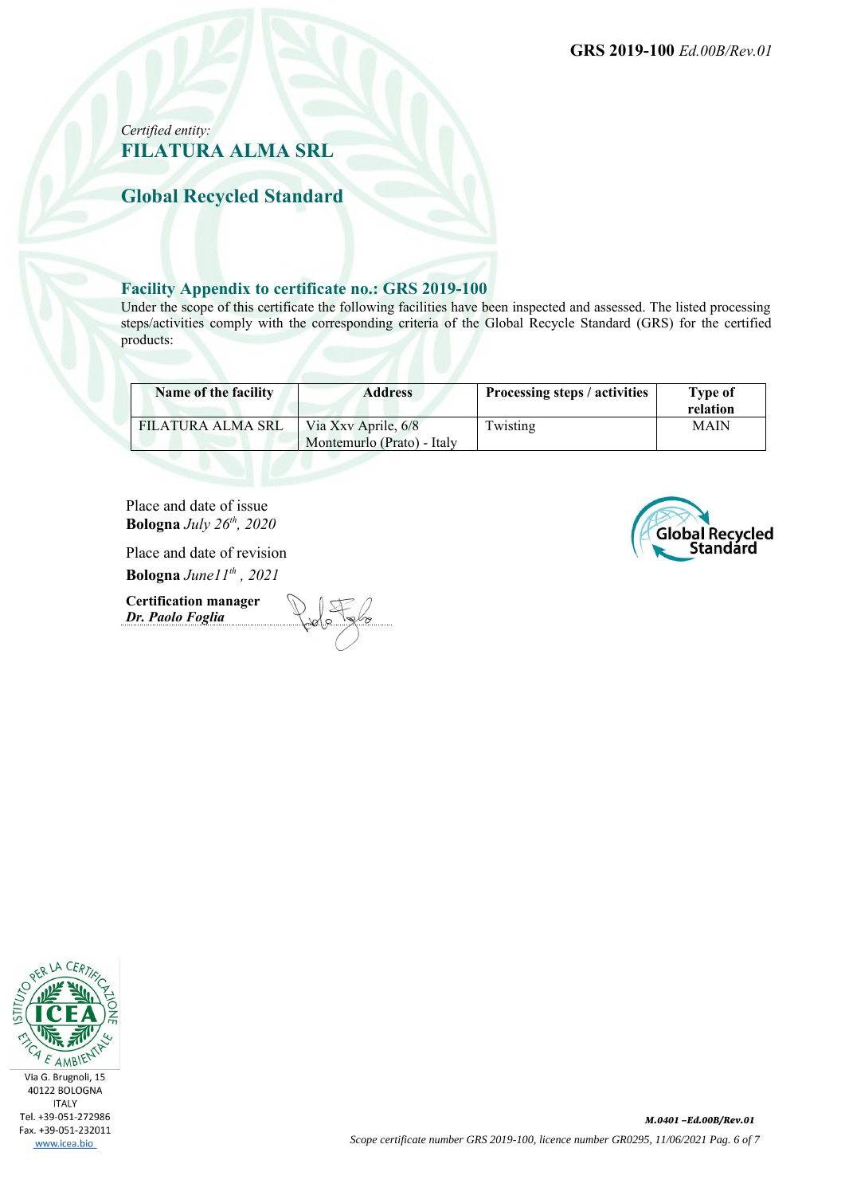*Certified entity:*

## FILATURA ALMA SRL

## Global Recycled Standard

### Facility Appendix to certificate no.: GRS 2019-100

Under the scope of this certificate the following facilities have been inspected and assessed. The listed processing steps/activities comply with the corresponding criteria of the Global Recycle Standard (GRS) for the certified products:

| Name of the facility | Address | Processing steps / activities | Type of relation |
|---|---|---|---|
| FILATURA ALMA SRL | Via Xxv Aprile, 6/8 Montemurlo (Prato) - Italy | Twisting | MAIN |

Place and date of issue
**Bologna** *July 26th, 2020*

Place and date of revision
**Bologna** *June11th , 2021*

**Certification manager**
***Dr. Paolo Foglia***

Via G. Brugnoli, 15
40122 BOLOGNA
ITALY
Tel. +39-051-272986
Fax. +39-051-232011
www.icea.bio

***M.0401 –Ed.00B/Rev.01***

*Scope certificate number GRS 2019-100, licence number GR0295, 11/06/2021*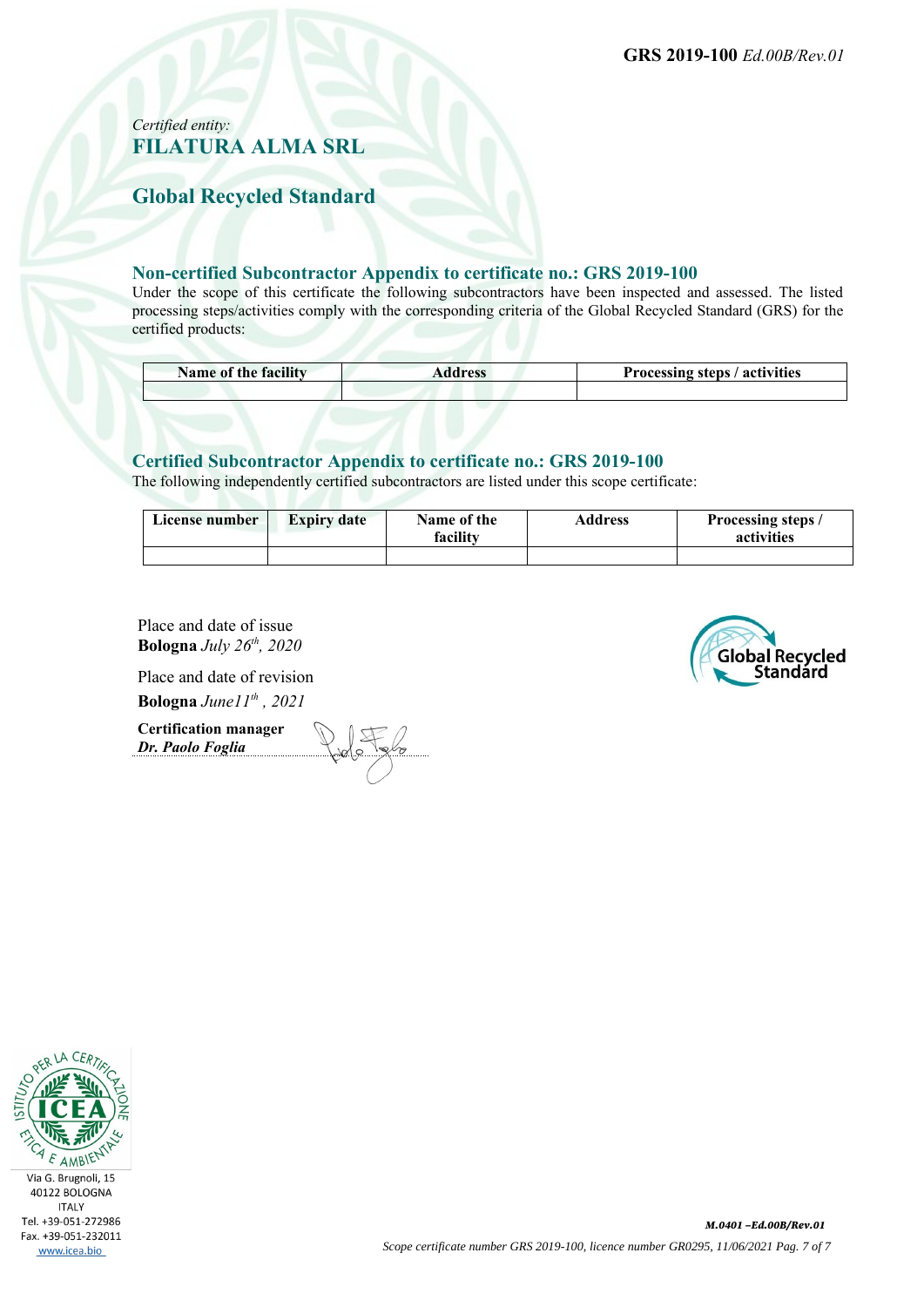*Certified entity:*
**FILATURA ALMA SRL**

## Global Recycled Standard

### Non-certified Subcontractor Appendix to certificate no.: GRS 2019-100

Under the scope of this certificate the following subcontractors have been inspected and assessed. The listed processing steps/activities comply with the corresponding criteria of the Global Recycled Standard (GRS) for the certified products:

| Name of the facility | Address | Processing steps / activities |
|---|---|---|
| | | |

### Certified Subcontractor Appendix to certificate no.: GRS 2019-100

The following independently certified subcontractors are listed under this scope certificate:

| License number | Expiry date | Name of the facility | Address | Processing steps / activities |
|---|---|---|---|---|
| | | | | |

Place and date of issue
**Bologna** *July 26th, 2020*

Place and date of revision
**Bologna** *June11th , 2021*

**Certification manager**
***Dr. Paolo Foglia***

Global Recycled Standard

Via G. Brugnoli, 15
40122 BOLOGNA
ITALY
Tel. +39-051-272986
Fax. +39-051-232011
www.icea.bio

*M.0401 –Ed.00B/Rev.01*

*Scope certificate number GRS 2019-100, licence number GR0295, 11/06/2021*